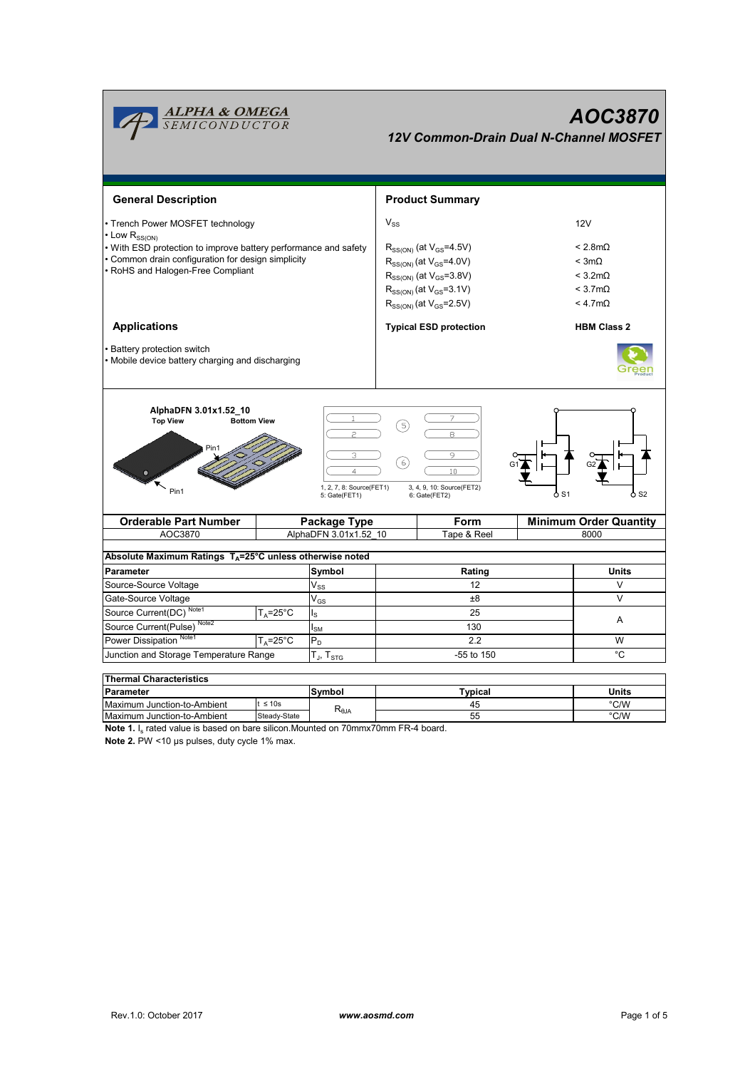# AOC3870

## 12V Common-Drain Dual N-Channel MOSFET

### General Description

- Trench Power MOSFET technology
- Low $R_{SS(ON)}$
- With ESD protection to improve battery performance and safety
- Common drain configuration for design simplicity
- RoHS and Halogen-Free Compliant

### Product Summary

| | |
|---|---|
| $V_{SS}$ | 12V |
| $R_{SS(ON)}$ (at $V_{GS}$=4.5V) | < 2.8mΩ |
| $R_{SS(ON)}$ (at $V_{GS}$=4.0V) | < 3mΩ |
| $R_{SS(ON)}$ (at $V_{GS}$=3.8V) | < 3.2mΩ |
| $R_{SS(ON)}$ (at $V_{GS}$=3.1V) | < 3.7mΩ |
| $R_{SS(ON)}$ (at $V_{GS}$=2.5V) | < 4.7mΩ |
| **Typical ESD protection** | **HBM Class 2** |

### Applications

- Battery protection switch
- Mobile device battery charging and discharging

AlphaDFN 3.01x1.52_10

Top View / Bottom View

Pin1

1, 2, 7, 8: Source(FET1)
5: Gate(FET1)

3, 4, 9, 10: Source(FET2)
6: Gate(FET2)

G1, G2, S1, S2

| Orderable Part Number | Package Type | Form | Minimum Order Quantity |
|---|---|---|---|
| AOC3870 | AlphaDFN 3.01x1.52_10 | Tape & Reel | 8000 |

**Absolute Maximum Ratings $T_A$=25°C unless otherwise noted**

| Parameter | | Symbol | Rating | Units |
|---|---|---|---|---|
| Source-Source Voltage | | $V_{SS}$ | 12 | V |
| Gate-Source Voltage | | $V_{GS}$ | ±8 | V |
| Source Current(DC) Note1 | $T_A$=25°C | $I_S$ | 25 | A |
| Source Current(Pulse) Note2 | | $I_{SM}$ | 130 | A |
| Power Dissipation Note1 | $T_A$=25°C | $P_D$ | 2.2 | W |
| Junction and Storage Temperature Range | | $T_J$, $T_{STG}$ | -55 to 150 | °C |

**Thermal Characteristics**

| Parameter | | Symbol | Typical | Units |
|---|---|---|---|---|
| Maximum Junction-to-Ambient | t ≤ 10s | $R_{\theta JA}$ | 45 | °C/W |
| Maximum Junction-to-Ambient | Steady-State | $R_{\theta JA}$ | 55 | °C/W |

**Note 1.** $I_s$ rated value is based on bare silicon.Mounted on 70mmx70mm FR-4 board.

**Note 2.** PW <10 µs pulses, duty cycle 1% max.

Rev.1.0: October 2017 www.aosmd.com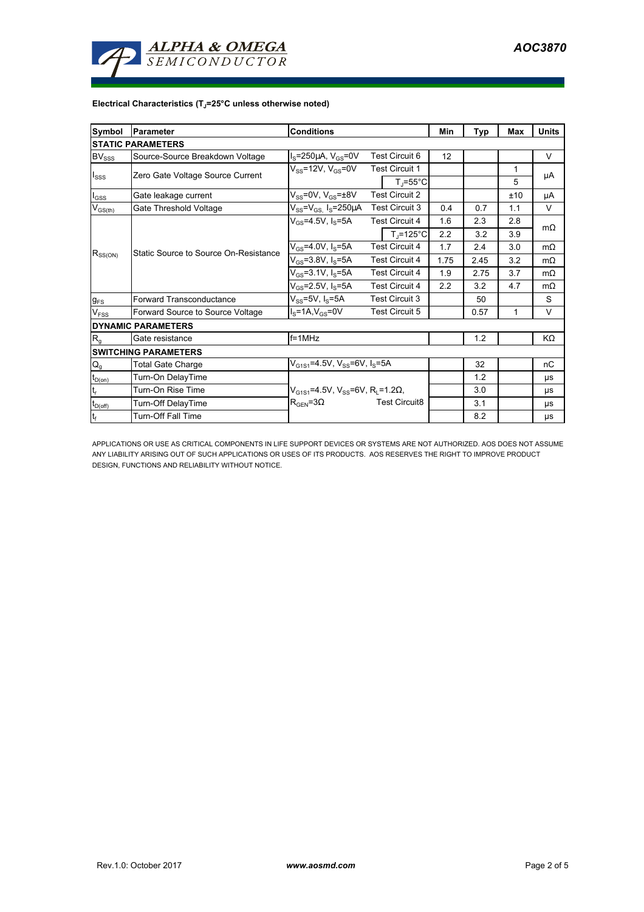**Electrical Characteristics ($T_J$=25°C unless otherwise noted)**

| Symbol | Parameter | Conditions | | Min | Typ | Max | Units |
|---|---|---|---|---|---|---|---|
| **STATIC PARAMETERS** | | | | | | | |
| $BV_{SSS}$ | Source-Source Breakdown Voltage | $I_S$=250µA, $V_{GS}$=0V | Test Circuit 6 | 12 | | | V |
| $I_{SSS}$ | Zero Gate Voltage Source Current | $V_{SS}$=12V, $V_{GS}$=0V | Test Circuit 1 | | | 1 | µA |
| | | | $T_J$=55°C | | | 5 | |
| $I_{GSS}$ | Gate leakage current | $V_{SS}$=0V, $V_{GS}$=±8V | Test Circuit 2 | | | ±10 | µA |
| $V_{GS(th)}$ | Gate Threshold Voltage | $V_{SS}$=$V_{GS,}$ $I_S$=250µA | Test Circuit 3 | 0.4 | 0.7 | 1.1 | V |
| $R_{SS(ON)}$ | Static Source to Source On-Resistance | $V_{GS}$=4.5V, $I_S$=5A | Test Circuit 4 | 1.6 | 2.3 | 2.8 | mΩ |
| | | | $T_J$=125°C | 2.2 | 3.2 | 3.9 | |
| | | $V_{GS}$=4.0V, $I_S$=5A | Test Circuit 4 | 1.7 | 2.4 | 3.0 | mΩ |
| | | $V_{GS}$=3.8V, $I_S$=5A | Test Circuit 4 | 1.75 | 2.45 | 3.2 | mΩ |
| | | $V_{GS}$=3.1V, $I_S$=5A | Test Circuit 4 | 1.9 | 2.75 | 3.7 | mΩ |
| | | $V_{GS}$=2.5V, $I_S$=5A | Test Circuit 4 | 2.2 | 3.2 | 4.7 | mΩ |
| $g_{FS}$ | Forward Transconductance | $V_{SS}$=5V, $I_S$=5A | Test Circuit 3 | | 50 | | S |
| $V_{FSS}$ | Forward Source to Source Voltage | $I_S$=1A,$V_{GS}$=0V | Test Circuit 5 | | 0.57 | 1 | V |
| **DYNAMIC PARAMETERS** | | | | | | | |
| $R_g$ | Gate resistance | f=1MHz | | | 1.2 | | KΩ |
| **SWITCHING PARAMETERS** | | | | | | | |
| $Q_g$ | Total Gate Charge | $V_{G1S1}$=4.5V, $V_{SS}$=6V, $I_S$=5A | | | 32 | | nC |
| $t_{D(on)}$ | Turn-On DelayTime | $V_{G1S1}$=4.5V, $V_{SS}$=6V, $R_L$=1.2Ω, $R_{GEN}$=3Ω | Test Circuit8 | | 1.2 | | µs |
| $t_r$ | Turn-On Rise Time | | | | 3.0 | | µs |
| $t_{D(off)}$ | Turn-Off DelayTime | | | | 3.1 | | µs |
| $t_f$ | Turn-Off Fall Time | | | | 8.2 | | µs |

APPLICATIONS OR USE AS CRITICAL COMPONENTS IN LIFE SUPPORT DEVICES OR SYSTEMS ARE NOT AUTHORIZED. AOS DOES NOT ASSUME ANY LIABILITY ARISING OUT OF SUCH APPLICATIONS OR USES OF ITS PRODUCTS. AOS RESERVES THE RIGHT TO IMPROVE PRODUCT DESIGN, FUNCTIONS AND RELIABILITY WITHOUT NOTICE.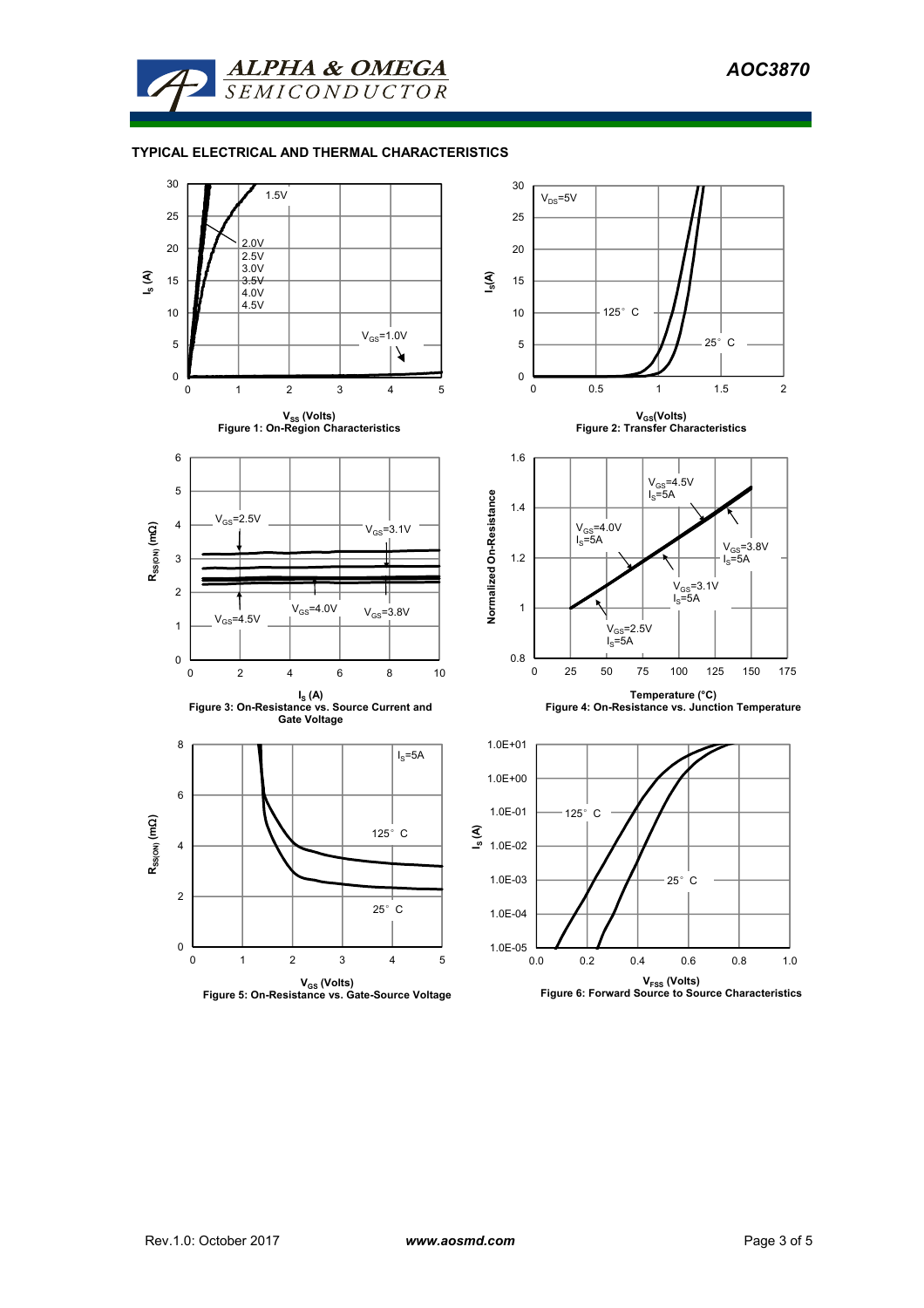## TYPICAL ELECTRICAL AND THERMAL CHARACTERISTICS

Figure 1: On-Region Characteristics

Figure 2: Transfer Characteristics

Figure 3: On-Resistance vs. Source Current and Gate Voltage

Figure 4: On-Resistance vs. Junction Temperature

Figure 5: On-Resistance vs. Gate-Source Voltage

Figure 6: Forward Source to Source Characteristics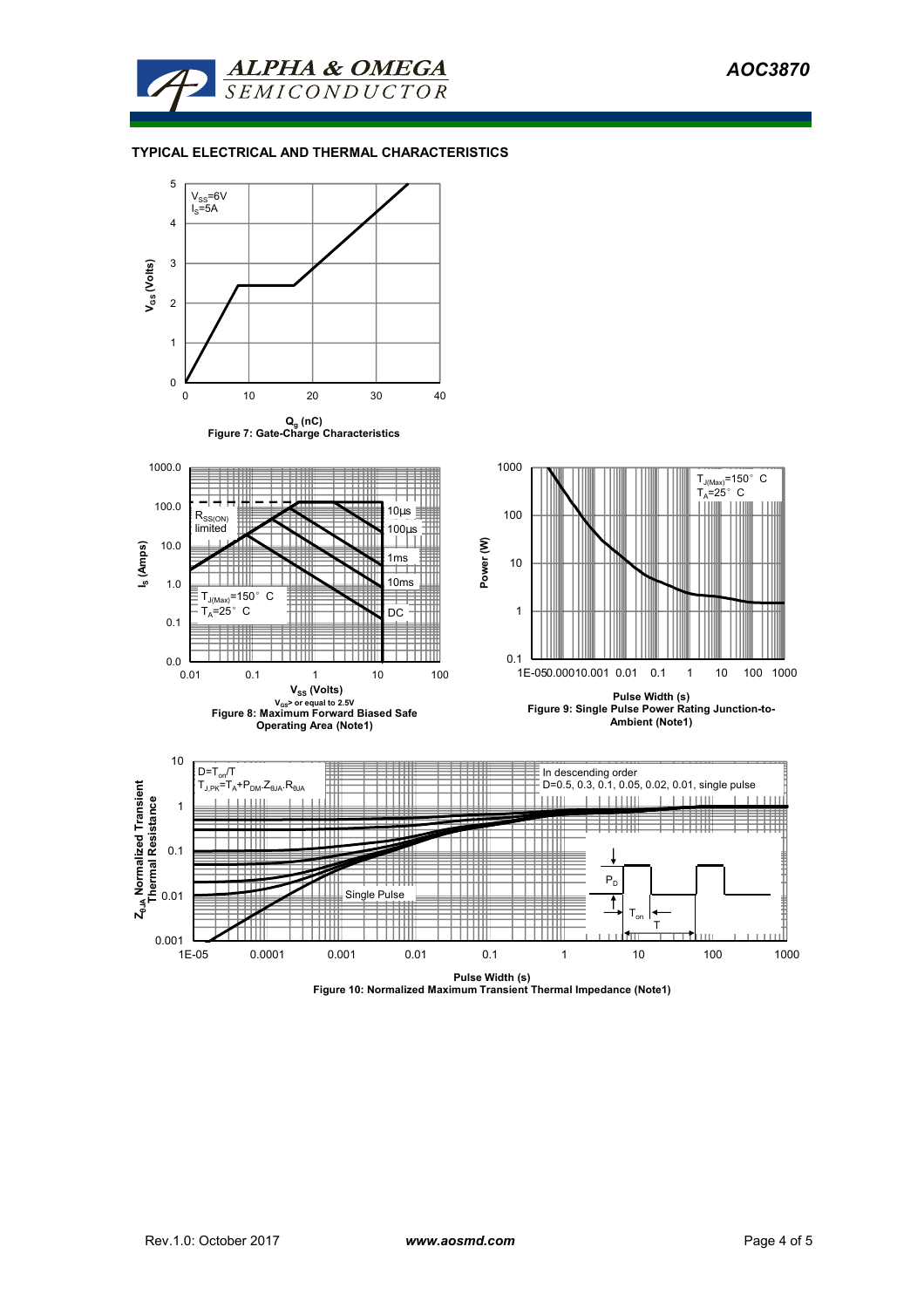## TYPICAL ELECTRICAL AND THERMAL CHARACTERISTICS

$V_{SS}$=6V
$I_S$=5A

$V_{GS}$ (Volts)

$Q_g$ (nC)

Figure 7: Gate-Charge Characteristics

$R_{SS(ON)}$ limited

10µs

100µs

1ms

10ms

DC

$T_{J(Max)}$=150° C
$T_A$=25° C

$I_S$ (Amps)

$V_{SS}$ (Volts)

$V_{GS}$> or equal to 2.5V

Figure 8: Maximum Forward Biased Safe Operating Area (Note1)

$T_{J(Max)}$=150° C
$T_A$=25° C

Power (W)

Pulse Width (s)

Figure 9: Single Pulse Power Rating Junction-to-Ambient (Note1)

$D=T_{on}/T$
$T_{J,PK}=T_A+P_{DM}.Z_{\theta JA}.R_{\theta JA}$

In descending order
D=0.5, 0.3, 0.1, 0.05, 0.02, 0.01, single pulse

Single Pulse

$P_D$

$T_{on}$

T

$Z_{\theta JA}$ Normalized Transient Thermal Resistance

Pulse Width (s)

Figure 10: Normalized Maximum Transient Thermal Impedance (Note1)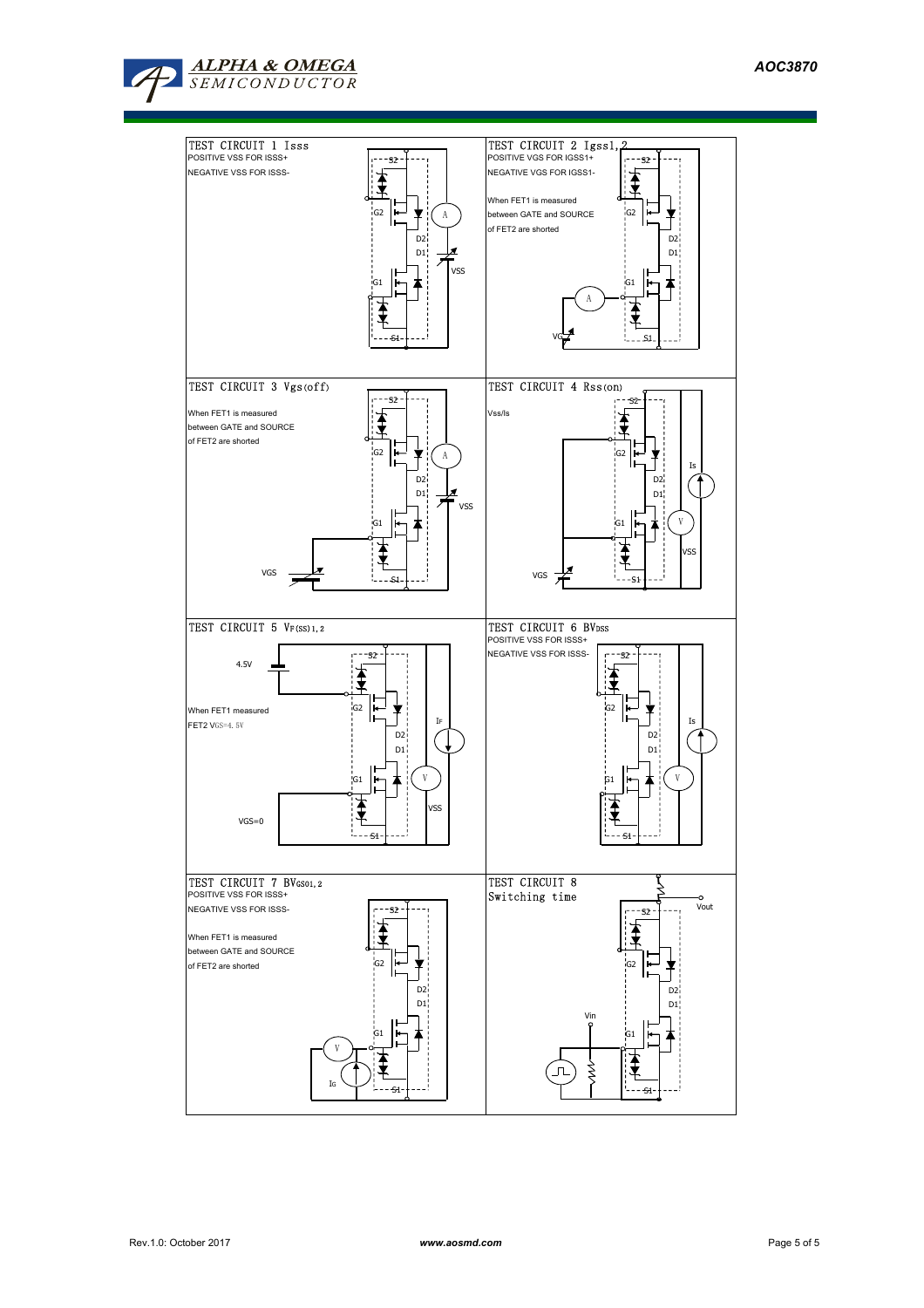TEST CIRCUIT 1 Isss

POSITIVE VSS FOR ISSS+

NEGATIVE VSS FOR ISSS-

S2
G2
A
D2
D1
VSS
G1
S1

TEST CIRCUIT 2 Igss1,2

POSITIVE VGS FOR IGSS1+

NEGATIVE VGS FOR IGSS1-

When FET1 is measured between GATE and SOURCE of FET2 are shorted

S2
G2
D2
D1
G1
A
VG
S1

TEST CIRCUIT 3 Vgs(off)

When FET1 is measured between GATE and SOURCE of FET2 are shorted

S2
G2
A
D2
D1
VSS
G1
VGS
S1

TEST CIRCUIT 4 Rss(on)

Vss/Is

S2
G2
Is
D2
D1
G1
V
VSS
VGS
S1

TEST CIRCUIT 5 $V_{F(SS)1,2}$

4.5V

S2

When FET1 measured

FET2 VGS=4.5V

G2
IF
D2
D1
G1
V
VSS

VGS=0

S1

TEST CIRCUIT 6 BVDSS

POSITIVE VSS FOR ISSS+

NEGATIVE VSS FOR ISSS-

S2
G2
Is
D2
D1
G1
V
S1

TEST CIRCUIT 7 $BV_{GSO1,2}$

POSITIVE VSS FOR ISSS+

NEGATIVE VSS FOR ISSS-

When FET1 is measured between GATE and SOURCE of FET2 are shorted

S2
G2
D2
D1
G1
V
IG
S1

TEST CIRCUIT 8 Switching time

Vout
S2
G2
D2
D1
Vin
G1
S1